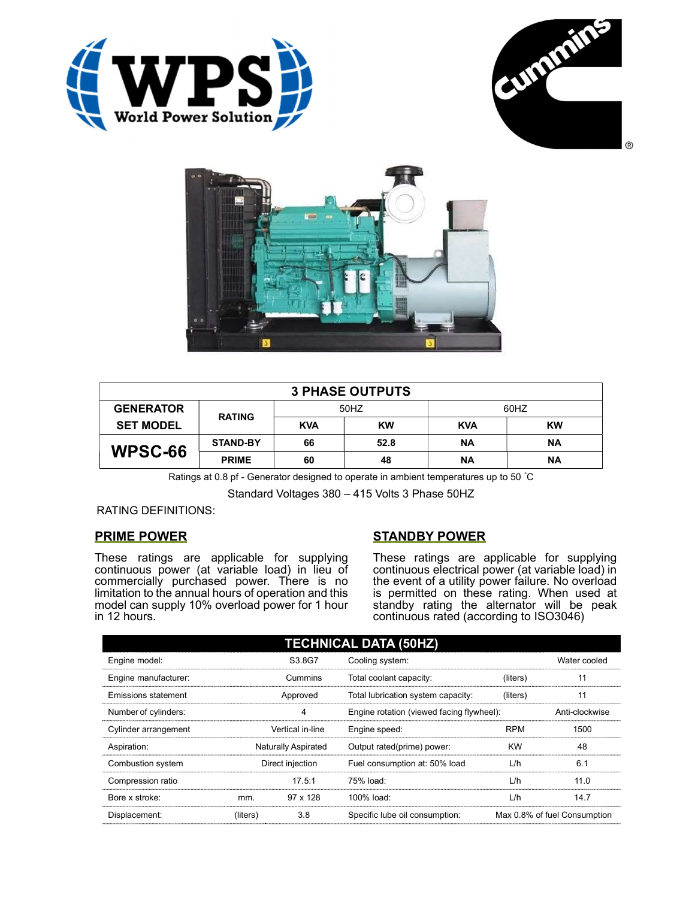| 3 PHASE OUTPUTS | | | | | |
|---|---|---|---|---|---|
| GENERATOR SET MODEL | RATING | 50HZ | | 60HZ | |
| | | KVA | KW | KVA | KW |
| WPSC-66 | STAND-BY | 66 | 52.8 | NA | NA |
| | PRIME | 60 | 48 | NA | NA |

Ratings at 0.8 pf - Generator designed to operate in ambient temperatures up to 50 ˚C

Standard Voltages 380 – 415 Volts 3 Phase 50HZ

RATING DEFINITIONS:

## PRIME POWER

These ratings are applicable for supplying continuous power (at variable load) in lieu of commercially purchased power. There is no limitation to the annual hours of operation and this model can supply 10% overload power for 1 hour in 12 hours.

## STANDBY POWER

These ratings are applicable for supplying continuous electrical power (at variable load) in the event of a utility power failure. No overload is permitted on these rating. When used at standby rating the alternator will be peak continuous rated (according to ISO3046)

| TECHNICAL DATA (50HZ) | | | | | |
|---|---|---|---|---|---|
| Engine model: | | S3.8G7 | Cooling system: | | Water cooled |
| Engine manufacturer: | | Cummins | Total coolant capacity: | (liters) | 11 |
| Emissions statement | | Approved | Total lubrication system capacity: | (liters) | 11 |
| Number of cylinders: | | 4 | Engine rotation (viewed facing flywheel): | | Anti-clockwise |
| Cylinder arrangement | | Vertical in-line | Engine speed: | RPM | 1500 |
| Aspiration: | | Naturally Aspirated | Output rated(prime) power: | KW | 48 |
| Combustion system | | Direct injection | Fuel consumption at: 50% load | L/h | 6.1 |
| Compression ratio | | 17.5:1 | 75% load: | L/h | 11.0 |
| Bore x stroke: | mm. | 97 x 128 | 100% load: | L/h | 14.7 |
| Displacement: | (liters) | 3.8 | Specific lube oil consumption: | | Max 0.8% of fuel Consumption |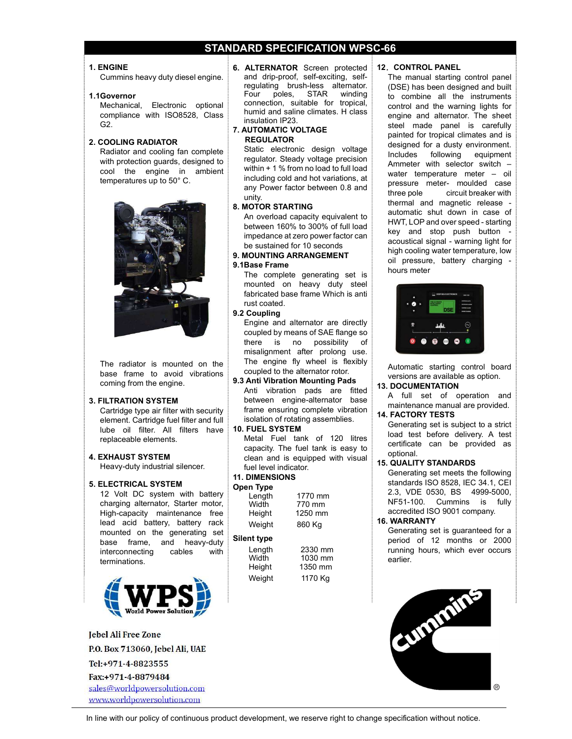# STANDARD SPECIFICATION WPSC-66

## 1. ENGINE

Cummins heavy duty diesel engine.

### 1.1Governor

Mechanical, Electronic optional compliance with ISO8528, Class G2.

## 2. COOLING RADIATOR

Radiator and cooling fan complete with protection guards, designed to cool the engine in ambient temperatures up to 50° C.

The radiator is mounted on the base frame to avoid vibrations coming from the engine.

## 3. FILTRATION SYSTEM

Cartridge type air filter with security element. Cartridge fuel filter and full lube oil filter. All filters have replaceable elements.

## 4. EXHAUST SYSTEM

Heavy-duty industrial silencer.

## 5. ELECTRICAL SYSTEM

12 Volt DC system with battery charging alternator, Starter motor, High-capacity maintenance free lead acid battery, battery rack mounted on the generating set base frame, and heavy-duty interconnecting cables with terminations.

Jebel Ali Free Zone
P.O. Box 713060, Jebel Ali, UAE
Tel:+971-4-8823555
Fax:+971-4-8879484
sales@worldpowersolution.com
www.worldpowersolution.com

## 6. ALTERNATOR

Screen protected and drip-proof, self-exciting, self-regulating brush-less alternator. Four poles, STAR winding connection, suitable for tropical, humid and saline climates. H class insulation IP23.

## 7. AUTOMATIC VOLTAGE REGULATOR

Static electronic design voltage regulator. Steady voltage precision within + 1 % from no load to full load including cold and hot variations, at any Power factor between 0.8 and unity.

## 8. MOTOR STARTING

An overload capacity equivalent to between 160% to 300% of full load impedance at zero power factor can be sustained for 10 seconds

## 9. MOUNTING ARRANGEMENT

### 9.1Base Frame

The complete generating set is mounted on heavy duty steel fabricated base frame Which is anti rust coated.

### 9.2 Coupling

Engine and alternator are directly coupled by means of SAE flange so there is no possibility of misalignment after prolong use. The engine fly wheel is flexibly coupled to the alternator rotor.

### 9.3 Anti Vibration Mounting Pads

Anti vibration pads are fitted between engine-alternator base frame ensuring complete vibration isolation of rotating assemblies.

## 10. FUEL SYSTEM

Metal Fuel tank of 120 litres capacity. The fuel tank is easy to clean and is equipped with visual fuel level indicator.

## 11. DIMENSIONS

**Open Type**

| | |
|---|---|
| Length | 1770 mm |
| Width | 770 mm |
| Height | 1250 mm |
| Weight | 860 Kg |

**Silent type**

| | |
|---|---|
| Length | 2330 mm |
| Width | 1030 mm |
| Height | 1350 mm |
| Weight | 1170 Kg |

## 12. CONTROL PANEL

The manual starting control panel (DSE) has been designed and built to combine all the instruments control and the warning lights for engine and alternator. The sheet steel made panel is carefully painted for tropical climates and is designed for a dusty environment. Includes following equipment Ammeter with selector switch – water temperature meter – oil pressure meter- moulded case three pole circuit breaker with thermal and magnetic release - automatic shut down in case of HWT, LOP and over speed - starting key and stop push button - acoustical signal - warning light for high cooling water temperature, low oil pressure, battery charging - hours meter

Automatic starting control board versions are available as option.

## 13. DOCUMENTATION

A full set of operation and maintenance manual are provided.

## 14. FACTORY TESTS

Generating set is subject to a strict load test before delivery. A test certificate can be provided as optional.

## 15. QUALITY STANDARDS

Generating set meets the following standards ISO 8528, IEC 34.1, CEI 2.3, VDE 0530, BS 4999-5000, NF51-100. Cummins is fully accredited ISO 9001 company.

## 16. WARRANTY

Generating set is guaranteed for a period of 12 months or 2000 running hours, which ever occurs earlier.

In line with our policy of continuous product development, we reserve right to change specification without notice.